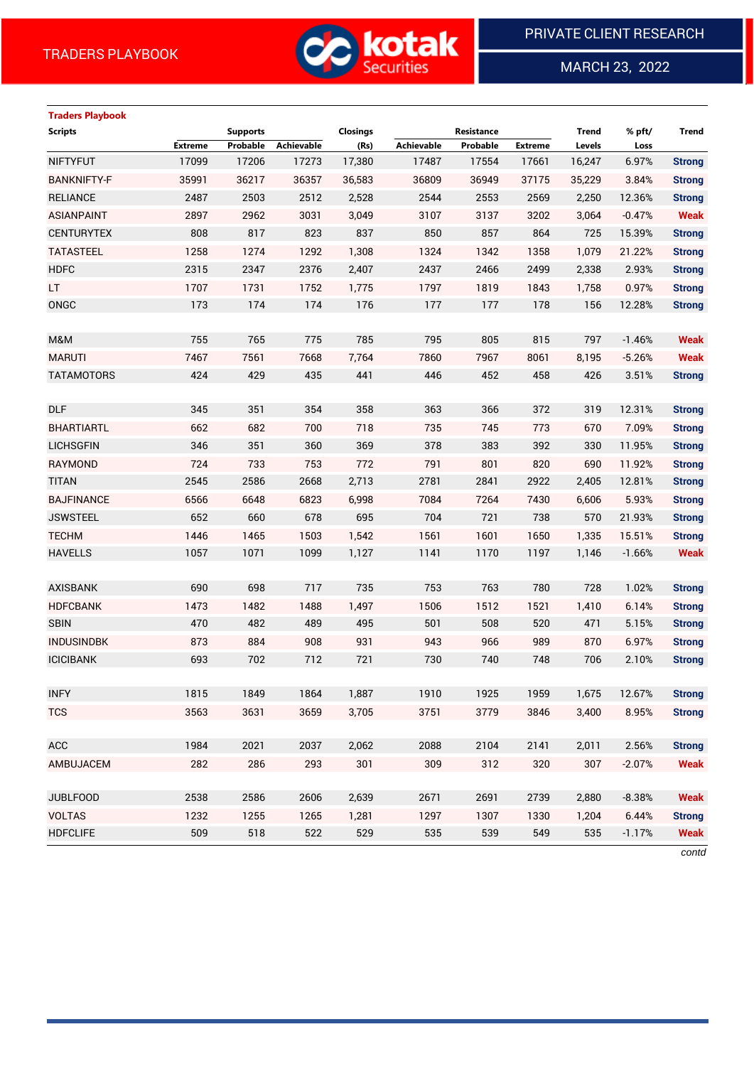TRADERS PLAYBOOK

PRIVATE CLIENT RESEARCH

MARCH 23, 2022

**Traders Playbook**

| Scripts | Supports | | | Closings | Resistance | | | Trend | % pft/ | Trend |
|---|---|---|---|---|---|---|---|---|---|---|
| | Extreme | Probable | Achievable | (Rs) | Achievable | Probable | Extreme | Levels | Loss | |
| NIFTYFUT | 17099 | 17206 | 17273 | 17,380 | 17487 | 17554 | 17661 | 16,247 | 6.97% | Strong |
| BANKNIFTY-F | 35991 | 36217 | 36357 | 36,583 | 36809 | 36949 | 37175 | 35,229 | 3.84% | Strong |
| RELIANCE | 2487 | 2503 | 2512 | 2,528 | 2544 | 2553 | 2569 | 2,250 | 12.36% | Strong |
| ASIANPAINT | 2897 | 2962 | 3031 | 3,049 | 3107 | 3137 | 3202 | 3,064 | -0.47% | Weak |
| CENTURYTEX | 808 | 817 | 823 | 837 | 850 | 857 | 864 | 725 | 15.39% | Strong |
| TATASTEEL | 1258 | 1274 | 1292 | 1,308 | 1324 | 1342 | 1358 | 1,079 | 21.22% | Strong |
| HDFC | 2315 | 2347 | 2376 | 2,407 | 2437 | 2466 | 2499 | 2,338 | 2.93% | Strong |
| LT | 1707 | 1731 | 1752 | 1,775 | 1797 | 1819 | 1843 | 1,758 | 0.97% | Strong |
| ONGC | 173 | 174 | 174 | 176 | 177 | 177 | 178 | 156 | 12.28% | Strong |
| | | | | | | | | | | |
| M&M | 755 | 765 | 775 | 785 | 795 | 805 | 815 | 797 | -1.46% | Weak |
| MARUTI | 7467 | 7561 | 7668 | 7,764 | 7860 | 7967 | 8061 | 8,195 | -5.26% | Weak |
| TATAMOTORS | 424 | 429 | 435 | 441 | 446 | 452 | 458 | 426 | 3.51% | Strong |
| | | | | | | | | | | |
| DLF | 345 | 351 | 354 | 358 | 363 | 366 | 372 | 319 | 12.31% | Strong |
| BHARTIARTL | 662 | 682 | 700 | 718 | 735 | 745 | 773 | 670 | 7.09% | Strong |
| LICHSGFIN | 346 | 351 | 360 | 369 | 378 | 383 | 392 | 330 | 11.95% | Strong |
| RAYMOND | 724 | 733 | 753 | 772 | 791 | 801 | 820 | 690 | 11.92% | Strong |
| TITAN | 2545 | 2586 | 2668 | 2,713 | 2781 | 2841 | 2922 | 2,405 | 12.81% | Strong |
| BAJFINANCE | 6566 | 6648 | 6823 | 6,998 | 7084 | 7264 | 7430 | 6,606 | 5.93% | Strong |
| JSWSTEEL | 652 | 660 | 678 | 695 | 704 | 721 | 738 | 570 | 21.93% | Strong |
| TECHM | 1446 | 1465 | 1503 | 1,542 | 1561 | 1601 | 1650 | 1,335 | 15.51% | Strong |
| HAVELLS | 1057 | 1071 | 1099 | 1,127 | 1141 | 1170 | 1197 | 1,146 | -1.66% | Weak |
| | | | | | | | | | | |
| AXISBANK | 690 | 698 | 717 | 735 | 753 | 763 | 780 | 728 | 1.02% | Strong |
| HDFCBANK | 1473 | 1482 | 1488 | 1,497 | 1506 | 1512 | 1521 | 1,410 | 6.14% | Strong |
| SBIN | 470 | 482 | 489 | 495 | 501 | 508 | 520 | 471 | 5.15% | Strong |
| INDUSINDBK | 873 | 884 | 908 | 931 | 943 | 966 | 989 | 870 | 6.97% | Strong |
| ICICIBANK | 693 | 702 | 712 | 721 | 730 | 740 | 748 | 706 | 2.10% | Strong |
| | | | | | | | | | | |
| INFY | 1815 | 1849 | 1864 | 1,887 | 1910 | 1925 | 1959 | 1,675 | 12.67% | Strong |
| TCS | 3563 | 3631 | 3659 | 3,705 | 3751 | 3779 | 3846 | 3,400 | 8.95% | Strong |
| | | | | | | | | | | |
| ACC | 1984 | 2021 | 2037 | 2,062 | 2088 | 2104 | 2141 | 2,011 | 2.56% | Strong |
| AMBUJACEM | 282 | 286 | 293 | 301 | 309 | 312 | 320 | 307 | -2.07% | Weak |
| | | | | | | | | | | |
| JUBLFOOD | 2538 | 2586 | 2606 | 2,639 | 2671 | 2691 | 2739 | 2,880 | -8.38% | Weak |
| VOLTAS | 1232 | 1255 | 1265 | 1,281 | 1297 | 1307 | 1330 | 1,204 | 6.44% | Strong |
| HDFCLIFE | 509 | 518 | 522 | 529 | 535 | 539 | 549 | 535 | -1.17% | Weak |

*contd*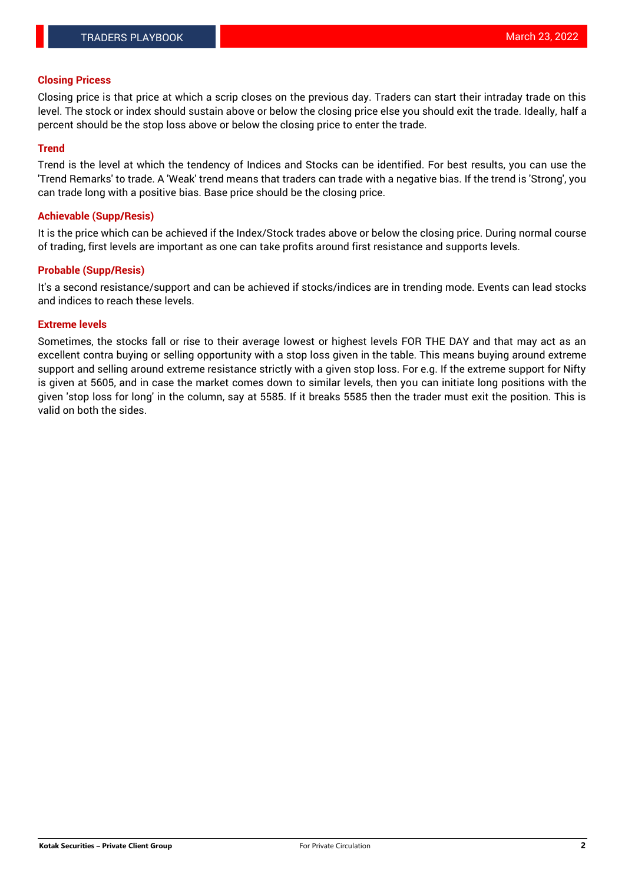## Closing Pricess

Closing price is that price at which a scrip closes on the previous day. Traders can start their intraday trade on this level. The stock or index should sustain above or below the closing price else you should exit the trade. Ideally, half a percent should be the stop loss above or below the closing price to enter the trade.

## Trend

Trend is the level at which the tendency of Indices and Stocks can be identified. For best results, you can use the 'Trend Remarks' to trade. A 'Weak' trend means that traders can trade with a negative bias. If the trend is 'Strong', you can trade long with a positive bias. Base price should be the closing price.

## Achievable (Supp/Resis)

It is the price which can be achieved if the Index/Stock trades above or below the closing price. During normal course of trading, first levels are important as one can take profits around first resistance and supports levels.

## Probable (Supp/Resis)

It's a second resistance/support and can be achieved if stocks/indices are in trending mode. Events can lead stocks and indices to reach these levels.

## Extreme levels

Sometimes, the stocks fall or rise to their average lowest or highest levels FOR THE DAY and that may act as an excellent contra buying or selling opportunity with a stop loss given in the table. This means buying around extreme support and selling around extreme resistance strictly with a given stop loss. For e.g. If the extreme support for Nifty is given at 5605, and in case the market comes down to similar levels, then you can initiate long positions with the given 'stop loss for long' in the column, say at 5585. If it breaks 5585 then the trader must exit the position. This is valid on both the sides.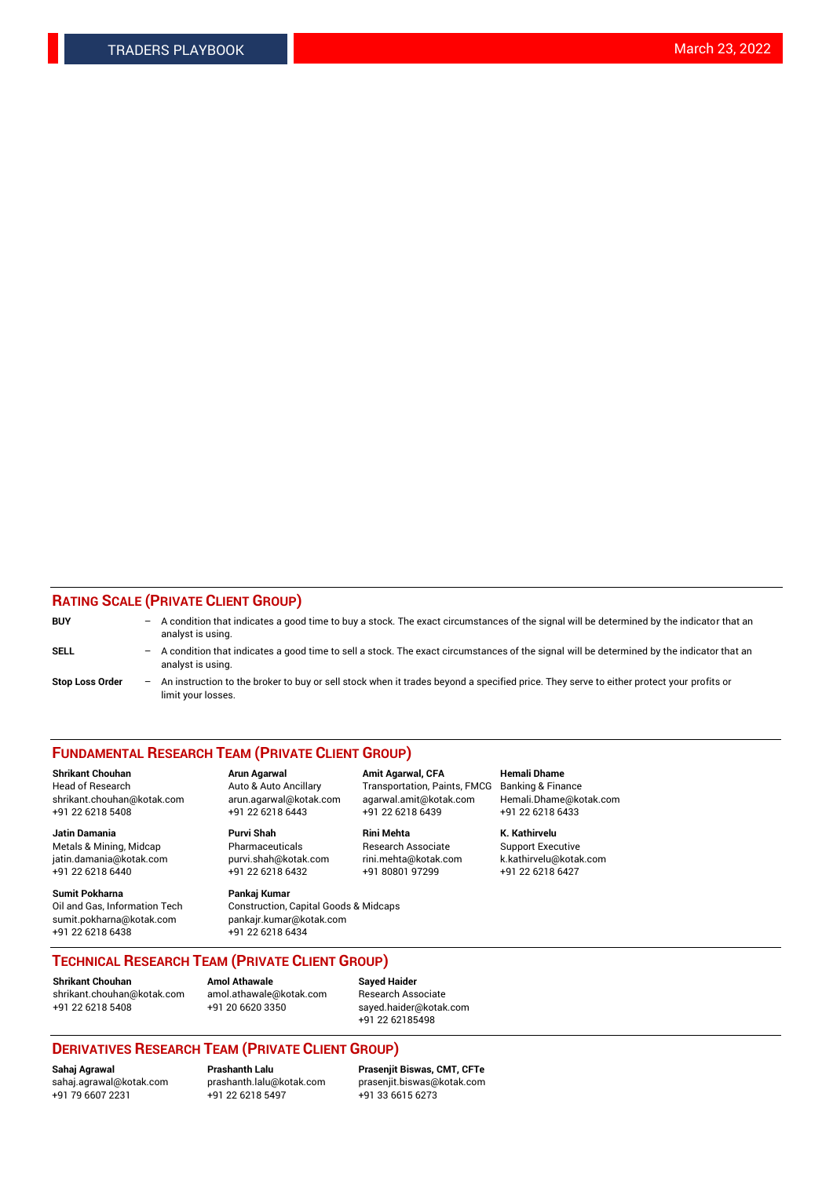## RATING SCALE (PRIVATE CLIENT GROUP)

**BUY** – A condition that indicates a good time to buy a stock. The exact circumstances of the signal will be determined by the indicator that an analyst is using.

**SELL** – A condition that indicates a good time to sell a stock. The exact circumstances of the signal will be determined by the indicator that an analyst is using.

**Stop Loss Order** – An instruction to the broker to buy or sell stock when it trades beyond a specified price. They serve to either protect your profits or limit your losses.

## FUNDAMENTAL RESEARCH TEAM (PRIVATE CLIENT GROUP)

**Shrikant Chouhan**
Head of Research
shrikant.chouhan@kotak.com
+91 22 6218 5408

**Arun Agarwal**
Auto & Auto Ancillary
arun.agarwal@kotak.com
+91 22 6218 6443

**Amit Agarwal, CFA**
Transportation, Paints, FMCG
agarwal.amit@kotak.com
+91 22 6218 6439

**Hemali Dhame**
Banking & Finance
Hemali.Dhame@kotak.com
+91 22 6218 6433

**Jatin Damania**
Metals & Mining, Midcap
jatin.damania@kotak.com
+91 22 6218 6440

**Purvi Shah**
Pharmaceuticals
purvi.shah@kotak.com
+91 22 6218 6432

**Rini Mehta**
Research Associate
rini.mehta@kotak.com
+91 80801 97299

**K. Kathirvelu**
Support Executive
k.kathirvelu@kotak.com
+91 22 6218 6427

**Sumit Pokharna**
Oil and Gas, Information Tech
sumit.pokharna@kotak.com
+91 22 6218 6438

**Pankaj Kumar**
Construction, Capital Goods & Midcaps
pankajr.kumar@kotak.com
+91 22 6218 6434

## TECHNICAL RESEARCH TEAM (PRIVATE CLIENT GROUP)

**Shrikant Chouhan**
shrikant.chouhan@kotak.com
+91 22 6218 5408

**Amol Athawale**
amol.athawale@kotak.com
+91 20 6620 3350

**Sayed Haider**
Research Associate
sayed.haider@kotak.com
+91 22 62185498

## DERIVATIVES RESEARCH TEAM (PRIVATE CLIENT GROUP)

**Sahaj Agrawal**
sahaj.agrawal@kotak.com
+91 79 6607 2231

**Prashanth Lalu**
prashanth.lalu@kotak.com
+91 22 6218 5497

**Prasenjit Biswas, CMT, CFTe**
prasenjit.biswas@kotak.com
+91 33 6615 6273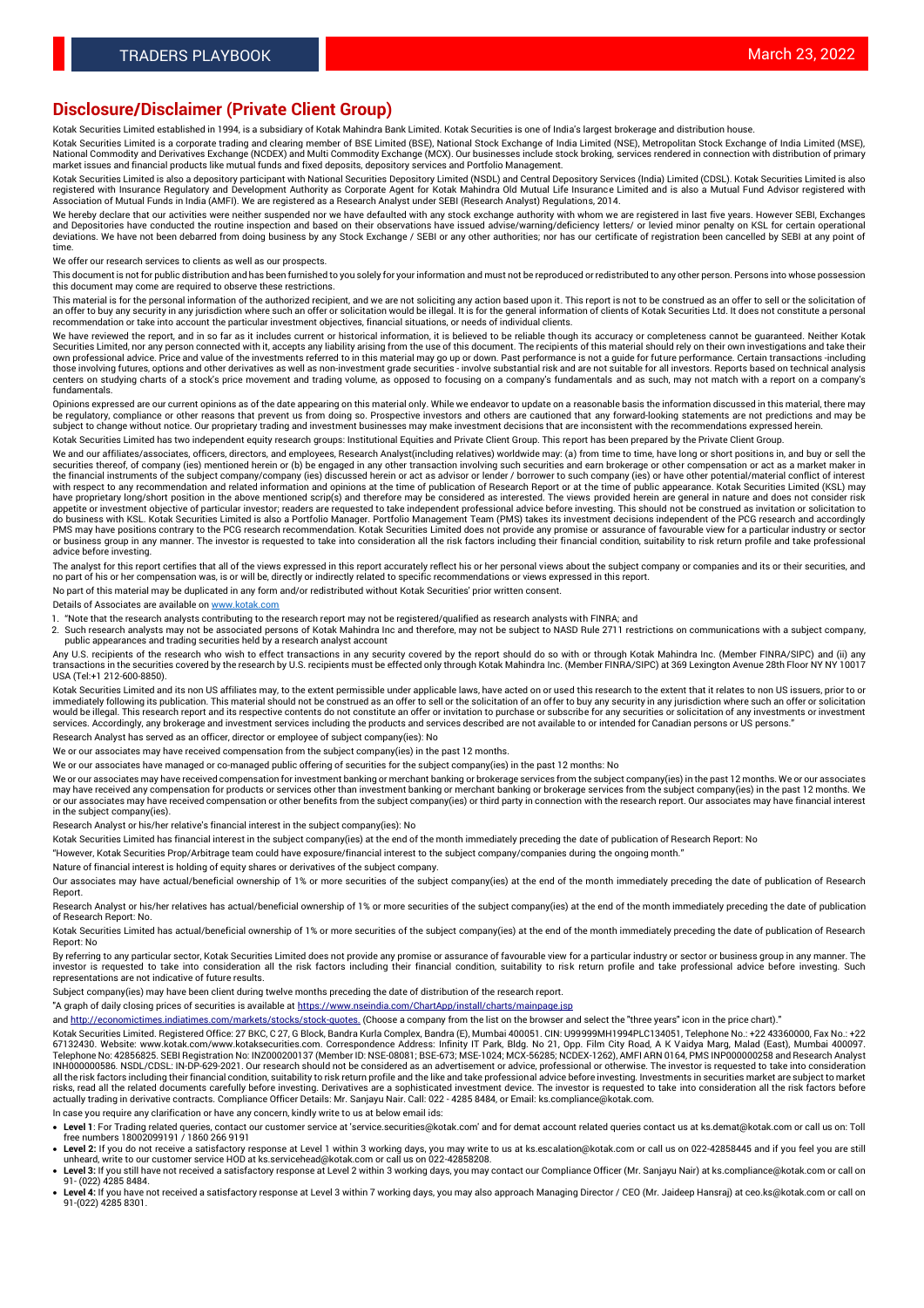## Disclosure/Disclaimer (Private Client Group)

Kotak Securities Limited established in 1994, is a subsidiary of Kotak Mahindra Bank Limited. Kotak Securities is one of India's largest brokerage and distribution house.

Kotak Securities Limited is a corporate trading and clearing member of BSE Limited (BSE), National Stock Exchange of India Limited (NSE), Metropolitan Stock Exchange of India Limited (MSE), National Commodity and Derivatives Exchange (NCDEX) and Multi Commodity Exchange (MCX). Our businesses include stock broking, services rendered in connection with distribution of primary market issues and financial products like mutual funds and fixed deposits, depository services and Portfolio Management.

Kotak Securities Limited is also a depository participant with National Securities Depository Limited (NSDL) and Central Depository Services (India) Limited (CDSL). Kotak Securities Limited is also registered with Insurance Regulatory and Development Authority as Corporate Agent for Kotak Mahindra Old Mutual Life Insurance Limited and is also a Mutual Fund Advisor registered with Association of Mutual Funds in India (AMFI). We are registered as a Research Analyst under SEBI (Research Analyst) Regulations, 2014.

We hereby declare that our activities were neither suspended nor we have defaulted with any stock exchange authority with whom we are registered in last five years. However SEBI, Exchanges and Depositories have conducted the routine inspection and based on their observations have issued advise/warning/deficiency letters/ or levied minor penalty on KSL for certain operational deviations. We have not been debarred from doing business by any Stock Exchange / SEBI or any other authorities; nor has our certificate of registration been cancelled by SEBI at any point of time.

We offer our research services to clients as well as our prospects.

This document is not for public distribution and has been furnished to you solely for your information and must not be reproduced or redistributed to any other person. Persons into whose possession this document may come are required to observe these restrictions.

This material is for the personal information of the authorized recipient, and we are not soliciting any action based upon it. This report is not to be construed as an offer to sell or the solicitation of an offer to buy any security in any jurisdiction where such an offer or solicitation would be illegal. It is for the general information of clients of Kotak Securities Ltd. It does not constitute a personal recommendation or take into account the particular investment objectives, financial situations, or needs of individual clients.

We have reviewed the report, and in so far as it includes current or historical information, it is believed to be reliable though its accuracy or completeness cannot be guaranteed. Neither Kotak Securities Limited, nor any person connected with it, accepts any liability arising from the use of this document. The recipients of this material should rely on their own investigations and take their own professional advice. Price and value of the investments referred to in this material may go up or down. Past performance is not a guide for future performance. Certain transactions -including those involving futures, options and other derivatives as well as non-investment grade securities - involve substantial risk and are not suitable for all investors. Reports based on technical analysis centers on studying charts of a stock's price movement and trading volume, as opposed to focusing on a company's fundamentals and as such, may not match with a report on a company's fundamentals.

Opinions expressed are our current opinions as of the date appearing on this material only. While we endeavor to update on a reasonable basis the information discussed in this material, there may be regulatory, compliance or other reasons that prevent us from doing so. Prospective investors and others are cautioned that any forward-looking statements are not predictions and may be subject to change without notice. Our proprietary trading and investment businesses may make investment decisions that are inconsistent with the recommendations expressed herein.

Kotak Securities Limited has two independent equity research groups: Institutional Equities and Private Client Group. This report has been prepared by the Private Client Group.

We and our affiliates/associates, officers, directors, and employees, Research Analyst(including relatives) worldwide may: (a) from time to time, have long or short positions in, and buy or sell the securities thereof, of company (ies) mentioned herein or (b) be engaged in any other transaction involving such securities and earn brokerage or other compensation or act as a market maker in the financial instruments of the subject company/company (ies) discussed herein or act as advisor or lender / borrower to such company (ies) or have other potential/material conflict of interest with respect to any recommendation and related information and opinions at the time of publication of Research Report or at the time of public appearance. Kotak Securities Limited (KSL) may have proprietary long/short position in the above mentioned scrip(s) and therefore may be considered as interested. The views provided herein are general in nature and does not consider risk appetite or investment objective of particular investor; readers are requested to take independent professional advice before investing. This should not be construed as invitation or solicitation to do business with KSL. Kotak Securities Limited is also a Portfolio Manager. Portfolio Management Team (PMS) takes its investment decisions independent of the PCG research and accordingly PMS may have positions contrary to the PCG research recommendation. Kotak Securities Limited does not provide any promise or assurance of favourable view for a particular industry or sector or business group in any manner. The investor is requested to take into consideration all the risk factors including their financial condition, suitability to risk return profile and take professional advice before investing.

The analyst for this report certifies that all of the views expressed in this report accurately reflect his or her personal views about the subject company or companies and its or their securities, and no part of his or her compensation was, is or will be, directly or indirectly related to specific recommendations or views expressed in this report.

No part of this material may be duplicated in any form and/or redistributed without Kotak Securities' prior written consent.

Details of Associates are available on www.kotak.com

1. "Note that the research analysts contributing to the research report may not be registered/qualified as research analysts with FINRA; and
2. Such research analysts may not be associated persons of Kotak Mahindra Inc and therefore, may not be subject to NASD Rule 2711 restrictions on communications with a subject company, public appearances and trading securities held by a research analyst account

Any U.S. recipients of the research who wish to effect transactions in any security covered by the report should do so with or through Kotak Mahindra Inc. (Member FINRA/SIPC) and (ii) any transactions in the securities covered by the research by U.S. recipients must be effected only through Kotak Mahindra Inc. (Member FINRA/SIPC) at 369 Lexington Avenue 28th Floor NY NY 10017 USA (Tel:+1 212-600-8850).

Kotak Securities Limited and its non US affiliates may, to the extent permissible under applicable laws, have acted on or used this research to the extent that it relates to non US issuers, prior to or immediately following its publication. This material should not be construed as an offer to sell or the solicitation of an offer to buy any security in any jurisdiction where such an offer or solicitation would be illegal. This research report and its respective contents do not constitute an offer or invitation to purchase or subscribe for any securities or solicitation of any investments or investment services. Accordingly, any brokerage and investment services including the products and services described are not available to or intended for Canadian persons or US persons."

Research Analyst has served as an officer, director or employee of subject company(ies): No

We or our associates may have received compensation from the subject company(ies) in the past 12 months.

We or our associates have managed or co-managed public offering of securities for the subject company(ies) in the past 12 months: No

We or our associates may have received compensation for investment banking or merchant banking or brokerage services from the subject company(ies) in the past 12 months. We or our associates may have received any compensation for products or services other than investment banking or merchant banking or brokerage services from the subject company(ies) in the past 12 months. We or our associates may have received compensation or other benefits from the subject company(ies) or third party in connection with the research report. Our associates may have financial interest in the subject company(ies).

Research Analyst or his/her relative's financial interest in the subject company(ies): No

Kotak Securities Limited has financial interest in the subject company(ies) at the end of the month immediately preceding the date of publication of Research Report: No

"However, Kotak Securities Prop/Arbitrage team could have exposure/financial interest to the subject company/companies during the ongoing month."

Nature of financial interest is holding of equity shares or derivatives of the subject company.

Our associates may have actual/beneficial ownership of 1% or more securities of the subject company(ies) at the end of the month immediately preceding the date of publication of Research Report.

Research Analyst or his/her relatives has actual/beneficial ownership of 1% or more securities of the subject company(ies) at the end of the month immediately preceding the date of publication of Research Report: No.

Kotak Securities Limited has actual/beneficial ownership of 1% or more securities of the subject company(ies) at the end of the month immediately preceding the date of publication of Research Report: No

By referring to any particular sector, Kotak Securities Limited does not provide any promise or assurance of favourable view for a particular industry or sector or business group in any manner. The investor is requested to take into consideration all the risk factors including their financial condition, suitability to risk return profile and take professional advice before investing. Such representations are not indicative of future results.

Subject company(ies) may have been client during twelve months preceding the date of distribution of the research report.

"A graph of daily closing prices of securities is available at https://www.nseindia.com/ChartApp/install/charts/mainpage.jsp

and http://economictimes.indiatimes.com/markets/stocks/stock-quotes. (Choose a company from the list on the browser and select the "three years" icon in the price chart)."

Kotak Securities Limited. Registered Office: 27 BKC, C 27, G Block, Bandra Kurla Complex, Bandra (E), Mumbai 400051. CIN: U99999MH1994PLC134051, Telephone No.: +22 43360000, Fax No.: +22 67132430. Website: www.kotak.com/www.kotaksecurities.com. Correspondence Address: Infinity IT Park, Bldg. No 21, Opp. Film City Road, A K Vaidya Marg, Malad (East), Mumbai 400097. Telephone No: 42856825. SEBI Registration No: INZ000200137 (Member ID: NSE-08081; BSE-673; MSE-1024; MCX-56285; NCDEX-1262), AMFI ARN 0164, PMS INP000000258 and Research Analyst INH000000586. NSDL/CDSL: IN-DP-629-2021. Our research should not be considered as an advertisement or advice, professional or otherwise. The investor is requested to take into consideration all the risk factors including their financial condition, suitability to risk return profile and the like and take professional advice before investing. Investments in securities market are subject to market risks, read all the related documents carefully before investing. Derivatives are a sophisticated investment device. The investor is requested to take into consideration all the risk factors before actually trading in derivative contracts. Compliance Officer Details: Mr. Sanjayu Nair. Call: 022 - 4285 8484, or Email: ks.compliance@kotak.com.

In case you require any clarification or have any concern, kindly write to us at below email ids:

- **Level 1**: For Trading related queries, contact our customer service at 'service.securities@kotak.com' and for demat account related queries contact us at ks.demat@kotak.com or call us on: Toll free numbers 18002099191 / 1860 266 9191
- **Level 2:** If you do not receive a satisfactory response at Level 1 within 3 working days, you may write to us at ks.escalation@kotak.com or call us on 022-42858445 and if you feel you are still unheard, write to our customer service HOD at ks.servicehead@kotak.com or call us on 022-42858208.
- **Level 3:** If you still have not received a satisfactory response at Level 2 within 3 working days, you may contact our Compliance Officer (Mr. Sanjayu Nair) at ks.compliance@kotak.com or call on 91- (022) 4285 8484.
- **Level 4:** If you have not received a satisfactory response at Level 3 within 7 working days, you may also approach Managing Director / CEO (Mr. Jaideep Hansraj) at ceo.ks@kotak.com or call on 91-(022) 4285 8301.